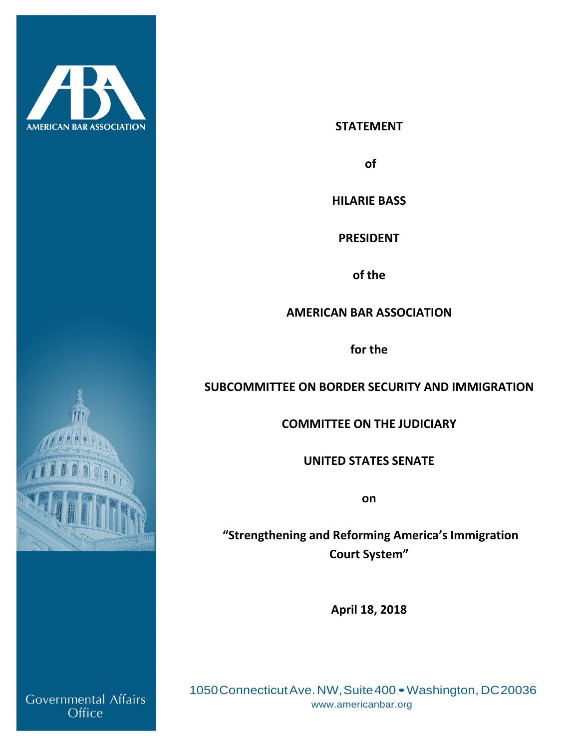AMERICAN BAR ASSOCIATION

**STATEMENT**

**of**

**HILARIE BASS**

**PRESIDENT**

**of the**

**AMERICAN BAR ASSOCIATION**

**for the**

**SUBCOMMITTEE ON BORDER SECURITY AND IMMIGRATION**

**COMMITTEE ON THE JUDICIARY**

**UNITED STATES SENATE**

**on**

**"Strengthening and Reforming America's Immigration Court System"**

**April 18, 2018**

Governmental Affairs Office

1050 Connecticut Ave. NW, Suite 400 • Washington, DC 20036
www.americanbar.org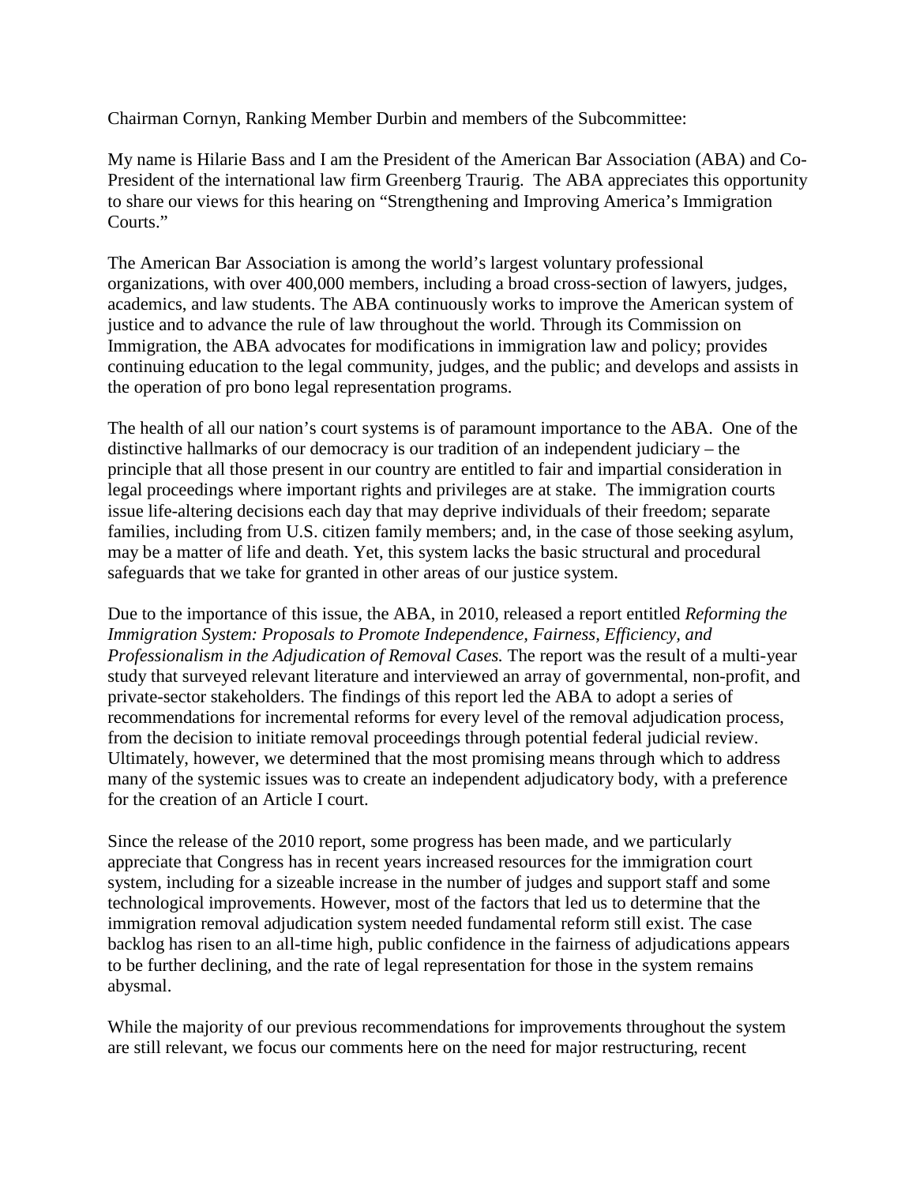Chairman Cornyn, Ranking Member Durbin and members of the Subcommittee:

My name is Hilarie Bass and I am the President of the American Bar Association (ABA) and Co-President of the international law firm Greenberg Traurig. The ABA appreciates this opportunity to share our views for this hearing on "Strengthening and Improving America's Immigration Courts."

The American Bar Association is among the world's largest voluntary professional organizations, with over 400,000 members, including a broad cross-section of lawyers, judges, academics, and law students. The ABA continuously works to improve the American system of justice and to advance the rule of law throughout the world. Through its Commission on Immigration, the ABA advocates for modifications in immigration law and policy; provides continuing education to the legal community, judges, and the public; and develops and assists in the operation of pro bono legal representation programs.

The health of all our nation's court systems is of paramount importance to the ABA. One of the distinctive hallmarks of our democracy is our tradition of an independent judiciary – the principle that all those present in our country are entitled to fair and impartial consideration in legal proceedings where important rights and privileges are at stake. The immigration courts issue life-altering decisions each day that may deprive individuals of their freedom; separate families, including from U.S. citizen family members; and, in the case of those seeking asylum, may be a matter of life and death. Yet, this system lacks the basic structural and procedural safeguards that we take for granted in other areas of our justice system.

Due to the importance of this issue, the ABA, in 2010, released a report entitled *Reforming the Immigration System: Proposals to Promote Independence, Fairness, Efficiency, and Professionalism in the Adjudication of Removal Cases.* The report was the result of a multi-year study that surveyed relevant literature and interviewed an array of governmental, non-profit, and private-sector stakeholders. The findings of this report led the ABA to adopt a series of recommendations for incremental reforms for every level of the removal adjudication process, from the decision to initiate removal proceedings through potential federal judicial review. Ultimately, however, we determined that the most promising means through which to address many of the systemic issues was to create an independent adjudicatory body, with a preference for the creation of an Article I court.

Since the release of the 2010 report, some progress has been made, and we particularly appreciate that Congress has in recent years increased resources for the immigration court system, including for a sizeable increase in the number of judges and support staff and some technological improvements. However, most of the factors that led us to determine that the immigration removal adjudication system needed fundamental reform still exist. The case backlog has risen to an all-time high, public confidence in the fairness of adjudications appears to be further declining, and the rate of legal representation for those in the system remains abysmal.

While the majority of our previous recommendations for improvements throughout the system are still relevant, we focus our comments here on the need for major restructuring, recent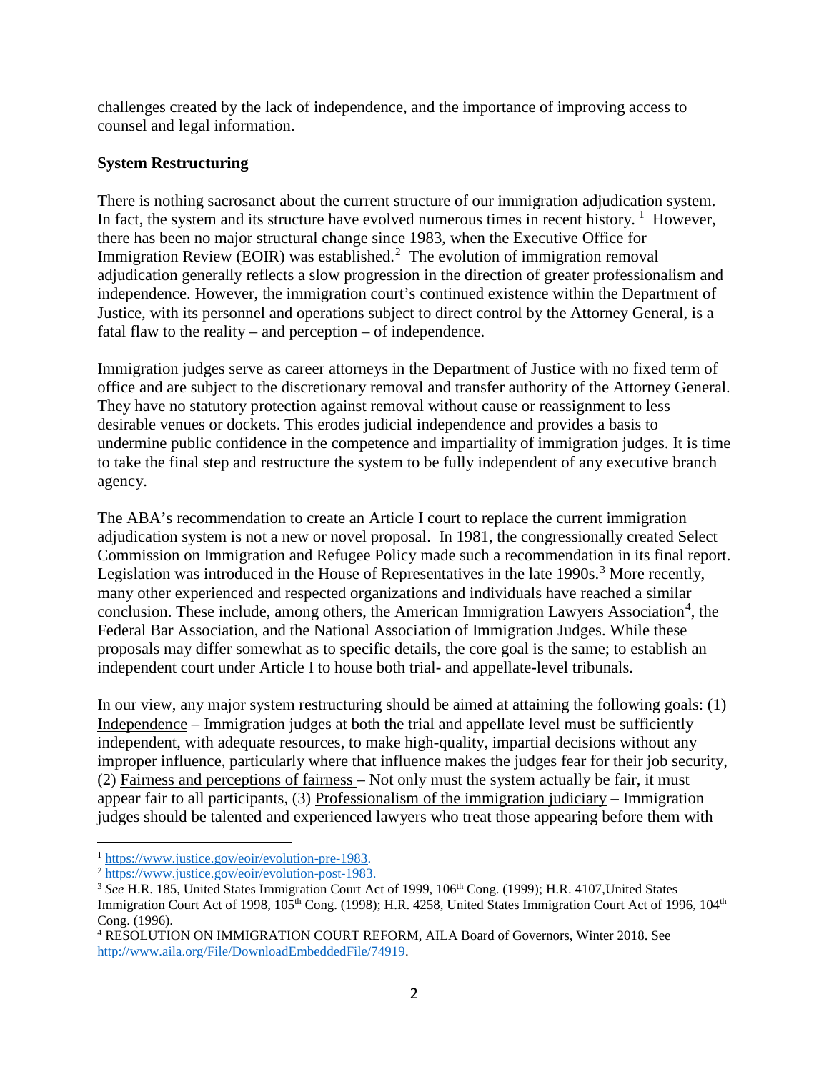challenges created by the lack of independence, and the importance of improving access to counsel and legal information.

**System Restructuring**

There is nothing sacrosanct about the current structure of our immigration adjudication system. In fact, the system and its structure have evolved numerous times in recent history. [1] However, there has been no major structural change since 1983, when the Executive Office for Immigration Review (EOIR) was established.[2] The evolution of immigration removal adjudication generally reflects a slow progression in the direction of greater professionalism and independence. However, the immigration court's continued existence within the Department of Justice, with its personnel and operations subject to direct control by the Attorney General, is a fatal flaw to the reality – and perception – of independence.

Immigration judges serve as career attorneys in the Department of Justice with no fixed term of office and are subject to the discretionary removal and transfer authority of the Attorney General. They have no statutory protection against removal without cause or reassignment to less desirable venues or dockets. This erodes judicial independence and provides a basis to undermine public confidence in the competence and impartiality of immigration judges. It is time to take the final step and restructure the system to be fully independent of any executive branch agency.

The ABA's recommendation to create an Article I court to replace the current immigration adjudication system is not a new or novel proposal. In 1981, the congressionally created Select Commission on Immigration and Refugee Policy made such a recommendation in its final report. Legislation was introduced in the House of Representatives in the late 1990s.[3] More recently, many other experienced and respected organizations and individuals have reached a similar conclusion. These include, among others, the American Immigration Lawyers Association[4], the Federal Bar Association, and the National Association of Immigration Judges. While these proposals may differ somewhat as to specific details, the core goal is the same; to establish an independent court under Article I to house both trial- and appellate-level tribunals.

In our view, any major system restructuring should be aimed at attaining the following goals: (1) <u>Independence</u> – Immigration judges at both the trial and appellate level must be sufficiently independent, with adequate resources, to make high-quality, impartial decisions without any improper influence, particularly where that influence makes the judges fear for their job security, (2) <u>Fairness and perceptions of fairness</u> – Not only must the system actually be fair, it must appear fair to all participants, (3) <u>Professionalism of the immigration judiciary</u> – Immigration judges should be talented and experienced lawyers who treat those appearing before them with

---

[1] https://www.justice.gov/eoir/evolution-pre-1983.

[2] https://www.justice.gov/eoir/evolution-post-1983.

[3] *See* H.R. 185, United States Immigration Court Act of 1999, 106th Cong. (1999); H.R. 4107,United States Immigration Court Act of 1998, 105th Cong. (1998); H.R. 4258, United States Immigration Court Act of 1996, 104th Cong. (1996).

[4] RESOLUTION ON IMMIGRATION COURT REFORM, AILA Board of Governors, Winter 2018. See http://www.aila.org/File/DownloadEmbeddedFile/74919.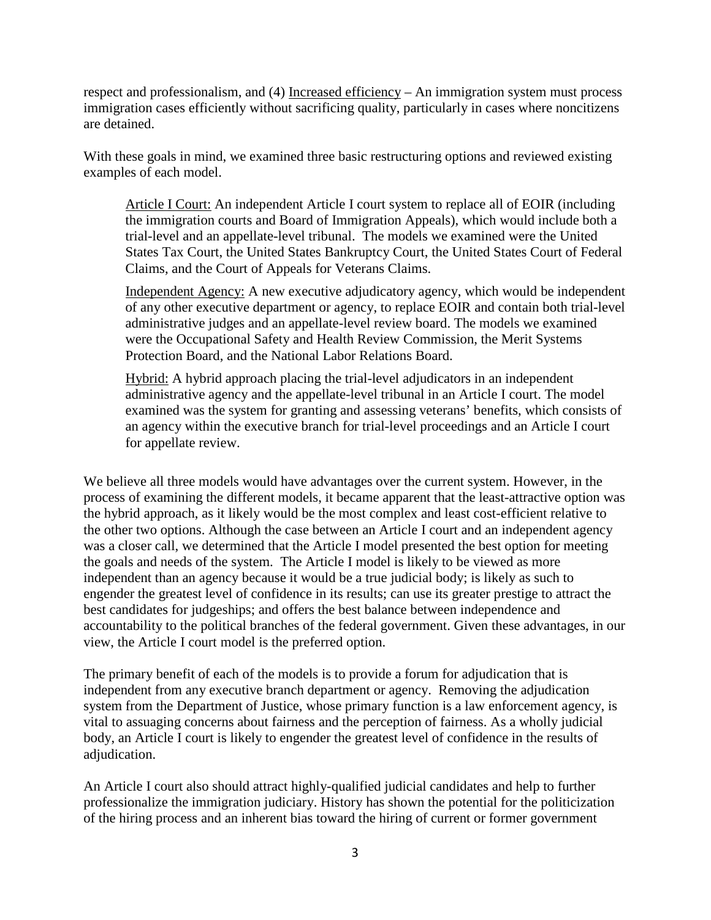respect and professionalism, and (4) Increased efficiency – An immigration system must process immigration cases efficiently without sacrificing quality, particularly in cases where noncitizens are detained.

With these goals in mind, we examined three basic restructuring options and reviewed existing examples of each model.

> Article I Court: An independent Article I court system to replace all of EOIR (including the immigration courts and Board of Immigration Appeals), which would include both a trial-level and an appellate-level tribunal. The models we examined were the United States Tax Court, the United States Bankruptcy Court, the United States Court of Federal Claims, and the Court of Appeals for Veterans Claims.
>
> Independent Agency: A new executive adjudicatory agency, which would be independent of any other executive department or agency, to replace EOIR and contain both trial-level administrative judges and an appellate-level review board. The models we examined were the Occupational Safety and Health Review Commission, the Merit Systems Protection Board, and the National Labor Relations Board.
>
> Hybrid: A hybrid approach placing the trial-level adjudicators in an independent administrative agency and the appellate-level tribunal in an Article I court. The model examined was the system for granting and assessing veterans' benefits, which consists of an agency within the executive branch for trial-level proceedings and an Article I court for appellate review.

We believe all three models would have advantages over the current system. However, in the process of examining the different models, it became apparent that the least-attractive option was the hybrid approach, as it likely would be the most complex and least cost-efficient relative to the other two options. Although the case between an Article I court and an independent agency was a closer call, we determined that the Article I model presented the best option for meeting the goals and needs of the system. The Article I model is likely to be viewed as more independent than an agency because it would be a true judicial body; is likely as such to engender the greatest level of confidence in its results; can use its greater prestige to attract the best candidates for judgeships; and offers the best balance between independence and accountability to the political branches of the federal government. Given these advantages, in our view, the Article I court model is the preferred option.

The primary benefit of each of the models is to provide a forum for adjudication that is independent from any executive branch department or agency. Removing the adjudication system from the Department of Justice, whose primary function is a law enforcement agency, is vital to assuaging concerns about fairness and the perception of fairness. As a wholly judicial body, an Article I court is likely to engender the greatest level of confidence in the results of adjudication.

An Article I court also should attract highly-qualified judicial candidates and help to further professionalize the immigration judiciary. History has shown the potential for the politicization of the hiring process and an inherent bias toward the hiring of current or former government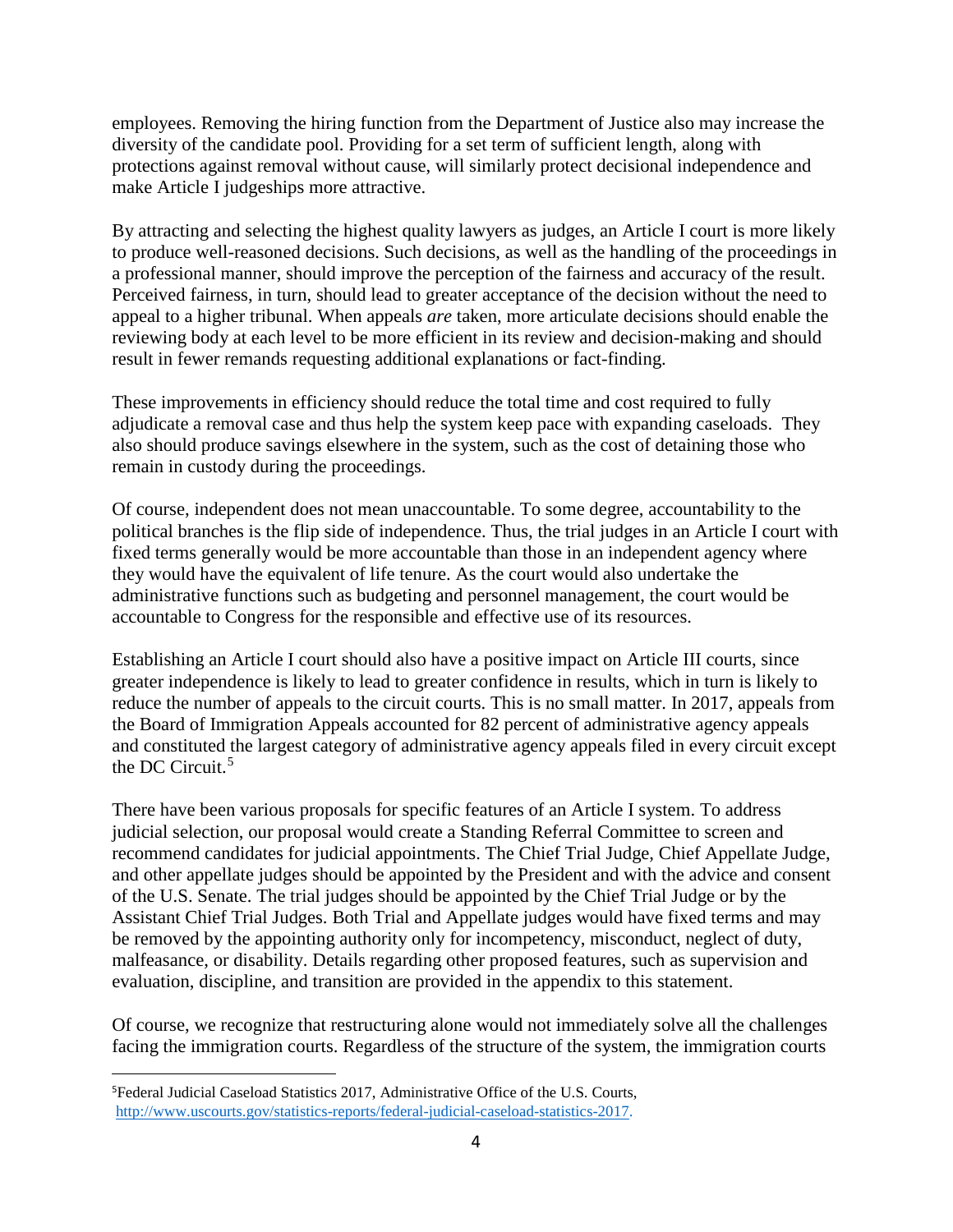employees. Removing the hiring function from the Department of Justice also may increase the diversity of the candidate pool. Providing for a set term of sufficient length, along with protections against removal without cause, will similarly protect decisional independence and make Article I judgeships more attractive.

By attracting and selecting the highest quality lawyers as judges, an Article I court is more likely to produce well-reasoned decisions. Such decisions, as well as the handling of the proceedings in a professional manner, should improve the perception of the fairness and accuracy of the result. Perceived fairness, in turn, should lead to greater acceptance of the decision without the need to appeal to a higher tribunal. When appeals *are* taken, more articulate decisions should enable the reviewing body at each level to be more efficient in its review and decision-making and should result in fewer remands requesting additional explanations or fact-finding.

These improvements in efficiency should reduce the total time and cost required to fully adjudicate a removal case and thus help the system keep pace with expanding caseloads. They also should produce savings elsewhere in the system, such as the cost of detaining those who remain in custody during the proceedings.

Of course, independent does not mean unaccountable. To some degree, accountability to the political branches is the flip side of independence. Thus, the trial judges in an Article I court with fixed terms generally would be more accountable than those in an independent agency where they would have the equivalent of life tenure. As the court would also undertake the administrative functions such as budgeting and personnel management, the court would be accountable to Congress for the responsible and effective use of its resources.

Establishing an Article I court should also have a positive impact on Article III courts, since greater independence is likely to lead to greater confidence in results, which in turn is likely to reduce the number of appeals to the circuit courts. This is no small matter. In 2017, appeals from the Board of Immigration Appeals accounted for 82 percent of administrative agency appeals and constituted the largest category of administrative agency appeals filed in every circuit except the DC Circuit.[5]

There have been various proposals for specific features of an Article I system. To address judicial selection, our proposal would create a Standing Referral Committee to screen and recommend candidates for judicial appointments. The Chief Trial Judge, Chief Appellate Judge, and other appellate judges should be appointed by the President and with the advice and consent of the U.S. Senate. The trial judges should be appointed by the Chief Trial Judge or by the Assistant Chief Trial Judges. Both Trial and Appellate judges would have fixed terms and may be removed by the appointing authority only for incompetency, misconduct, neglect of duty, malfeasance, or disability. Details regarding other proposed features, such as supervision and evaluation, discipline, and transition are provided in the appendix to this statement.

Of course, we recognize that restructuring alone would not immediately solve all the challenges facing the immigration courts. Regardless of the structure of the system, the immigration courts

---

[5]Federal Judicial Caseload Statistics 2017, Administrative Office of the U.S. Courts, http://www.uscourts.gov/statistics-reports/federal-judicial-caseload-statistics-2017.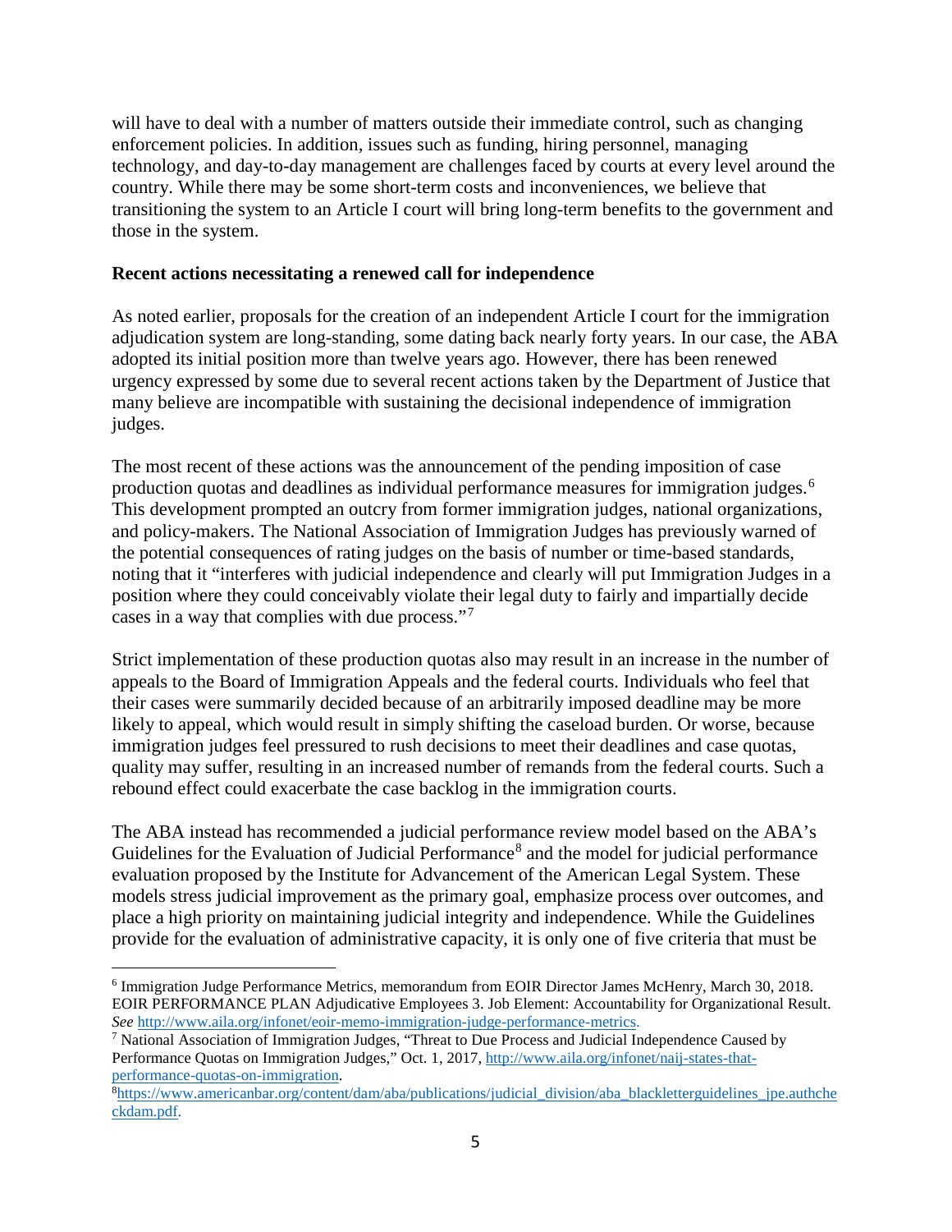will have to deal with a number of matters outside their immediate control, such as changing enforcement policies. In addition, issues such as funding, hiring personnel, managing technology, and day-to-day management are challenges faced by courts at every level around the country. While there may be some short-term costs and inconveniences, we believe that transitioning the system to an Article I court will bring long-term benefits to the government and those in the system.

**Recent actions necessitating a renewed call for independence**

As noted earlier, proposals for the creation of an independent Article I court for the immigration adjudication system are long-standing, some dating back nearly forty years. In our case, the ABA adopted its initial position more than twelve years ago. However, there has been renewed urgency expressed by some due to several recent actions taken by the Department of Justice that many believe are incompatible with sustaining the decisional independence of immigration judges.

The most recent of these actions was the announcement of the pending imposition of case production quotas and deadlines as individual performance measures for immigration judges.[6] This development prompted an outcry from former immigration judges, national organizations, and policy-makers. The National Association of Immigration Judges has previously warned of the potential consequences of rating judges on the basis of number or time-based standards, noting that it "interferes with judicial independence and clearly will put Immigration Judges in a position where they could conceivably violate their legal duty to fairly and impartially decide cases in a way that complies with due process."[7]

Strict implementation of these production quotas also may result in an increase in the number of appeals to the Board of Immigration Appeals and the federal courts. Individuals who feel that their cases were summarily decided because of an arbitrarily imposed deadline may be more likely to appeal, which would result in simply shifting the caseload burden. Or worse, because immigration judges feel pressured to rush decisions to meet their deadlines and case quotas, quality may suffer, resulting in an increased number of remands from the federal courts. Such a rebound effect could exacerbate the case backlog in the immigration courts.

The ABA instead has recommended a judicial performance review model based on the ABA's Guidelines for the Evaluation of Judicial Performance[8] and the model for judicial performance evaluation proposed by the Institute for Advancement of the American Legal System. These models stress judicial improvement as the primary goal, emphasize process over outcomes, and place a high priority on maintaining judicial integrity and independence. While the Guidelines provide for the evaluation of administrative capacity, it is only one of five criteria that must be

---

[6] Immigration Judge Performance Metrics, memorandum from EOIR Director James McHenry, March 30, 2018. EOIR PERFORMANCE PLAN Adjudicative Employees 3. Job Element: Accountability for Organizational Result. *See* http://www.aila.org/infonet/eoir-memo-immigration-judge-performance-metrics.

[7] National Association of Immigration Judges, "Threat to Due Process and Judicial Independence Caused by Performance Quotas on Immigration Judges," Oct. 1, 2017, http://www.aila.org/infonet/naij-states-that-performance-quotas-on-immigration.

[8] https://www.americanbar.org/content/dam/aba/publications/judicial_division/aba_blackletterguidelines_jpe.authcheckdam.pdf.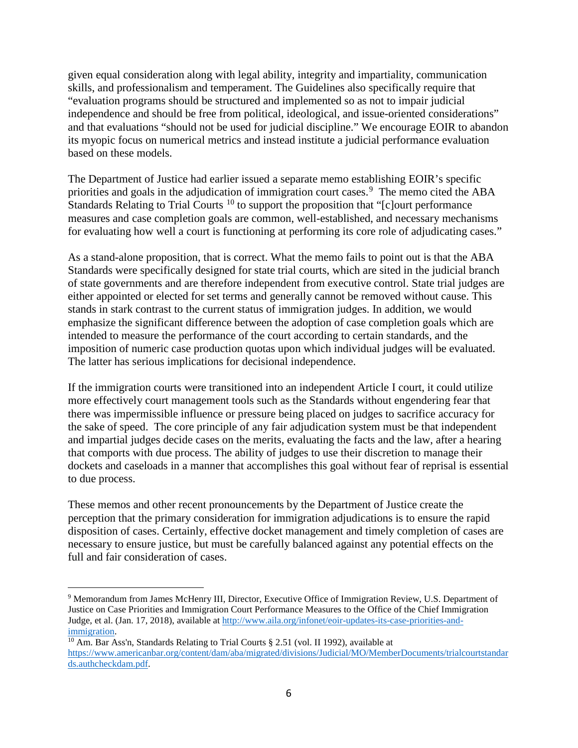given equal consideration along with legal ability, integrity and impartiality, communication skills, and professionalism and temperament. The Guidelines also specifically require that "evaluation programs should be structured and implemented so as not to impair judicial independence and should be free from political, ideological, and issue-oriented considerations" and that evaluations "should not be used for judicial discipline." We encourage EOIR to abandon its myopic focus on numerical metrics and instead institute a judicial performance evaluation based on these models.

The Department of Justice had earlier issued a separate memo establishing EOIR's specific priorities and goals in the adjudication of immigration court cases.[9] The memo cited the ABA Standards Relating to Trial Courts [10] to support the proposition that "[c]ourt performance measures and case completion goals are common, well-established, and necessary mechanisms for evaluating how well a court is functioning at performing its core role of adjudicating cases."

As a stand-alone proposition, that is correct. What the memo fails to point out is that the ABA Standards were specifically designed for state trial courts, which are sited in the judicial branch of state governments and are therefore independent from executive control. State trial judges are either appointed or elected for set terms and generally cannot be removed without cause. This stands in stark contrast to the current status of immigration judges. In addition, we would emphasize the significant difference between the adoption of case completion goals which are intended to measure the performance of the court according to certain standards, and the imposition of numeric case production quotas upon which individual judges will be evaluated. The latter has serious implications for decisional independence.

If the immigration courts were transitioned into an independent Article I court, it could utilize more effectively court management tools such as the Standards without engendering fear that there was impermissible influence or pressure being placed on judges to sacrifice accuracy for the sake of speed. The core principle of any fair adjudication system must be that independent and impartial judges decide cases on the merits, evaluating the facts and the law, after a hearing that comports with due process. The ability of judges to use their discretion to manage their dockets and caseloads in a manner that accomplishes this goal without fear of reprisal is essential to due process.

These memos and other recent pronouncements by the Department of Justice create the perception that the primary consideration for immigration adjudications is to ensure the rapid disposition of cases. Certainly, effective docket management and timely completion of cases are necessary to ensure justice, but must be carefully balanced against any potential effects on the full and fair consideration of cases.

---

[9] Memorandum from James McHenry III, Director, Executive Office of Immigration Review, U.S. Department of Justice on Case Priorities and Immigration Court Performance Measures to the Office of the Chief Immigration Judge, et al. (Jan. 17, 2018), available at http://www.aila.org/infonet/eoir-updates-its-case-priorities-and-immigration.

[10] Am. Bar Ass'n, Standards Relating to Trial Courts § 2.51 (vol. II 1992), available at https://www.americanbar.org/content/dam/aba/migrated/divisions/Judicial/MO/MemberDocuments/trialcourtstandards.authcheckdam.pdf.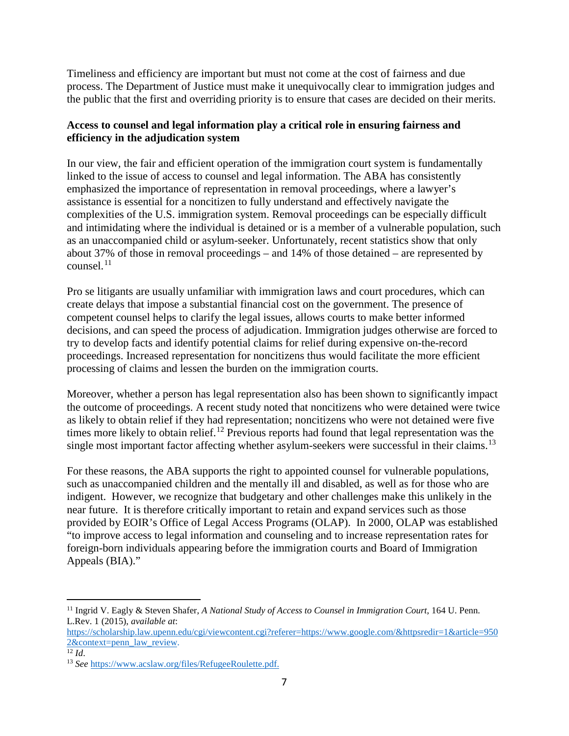Timeliness and efficiency are important but must not come at the cost of fairness and due process. The Department of Justice must make it unequivocally clear to immigration judges and the public that the first and overriding priority is to ensure that cases are decided on their merits.

**Access to counsel and legal information play a critical role in ensuring fairness and efficiency in the adjudication system**

In our view, the fair and efficient operation of the immigration court system is fundamentally linked to the issue of access to counsel and legal information. The ABA has consistently emphasized the importance of representation in removal proceedings, where a lawyer's assistance is essential for a noncitizen to fully understand and effectively navigate the complexities of the U.S. immigration system. Removal proceedings can be especially difficult and intimidating where the individual is detained or is a member of a vulnerable population, such as an unaccompanied child or asylum-seeker. Unfortunately, recent statistics show that only about 37% of those in removal proceedings – and 14% of those detained – are represented by counsel.[11]

Pro se litigants are usually unfamiliar with immigration laws and court procedures, which can create delays that impose a substantial financial cost on the government. The presence of competent counsel helps to clarify the legal issues, allows courts to make better informed decisions, and can speed the process of adjudication. Immigration judges otherwise are forced to try to develop facts and identify potential claims for relief during expensive on-the-record proceedings. Increased representation for noncitizens thus would facilitate the more efficient processing of claims and lessen the burden on the immigration courts.

Moreover, whether a person has legal representation also has been shown to significantly impact the outcome of proceedings. A recent study noted that noncitizens who were detained were twice as likely to obtain relief if they had representation; noncitizens who were not detained were five times more likely to obtain relief.[12] Previous reports had found that legal representation was the single most important factor affecting whether asylum-seekers were successful in their claims.[13]

For these reasons, the ABA supports the right to appointed counsel for vulnerable populations, such as unaccompanied children and the mentally ill and disabled, as well as for those who are indigent. However, we recognize that budgetary and other challenges make this unlikely in the near future. It is therefore critically important to retain and expand services such as those provided by EOIR's Office of Legal Access Programs (OLAP). In 2000, OLAP was established "to improve access to legal information and counseling and to increase representation rates for foreign-born individuals appearing before the immigration courts and Board of Immigration Appeals (BIA)."

---

[11] Ingrid V. Eagly & Steven Shafer, *A National Study of Access to Counsel in Immigration Court*, 164 U. Penn. L.Rev. 1 (2015), *available at*: https://scholarship.law.upenn.edu/cgi/viewcontent.cgi?referer=https://www.google.com/&httpsredir=1&article=9502&context=penn_law_review.

[12] *Id*.

[13] *See* https://www.acslaw.org/files/RefugeeRoulette.pdf.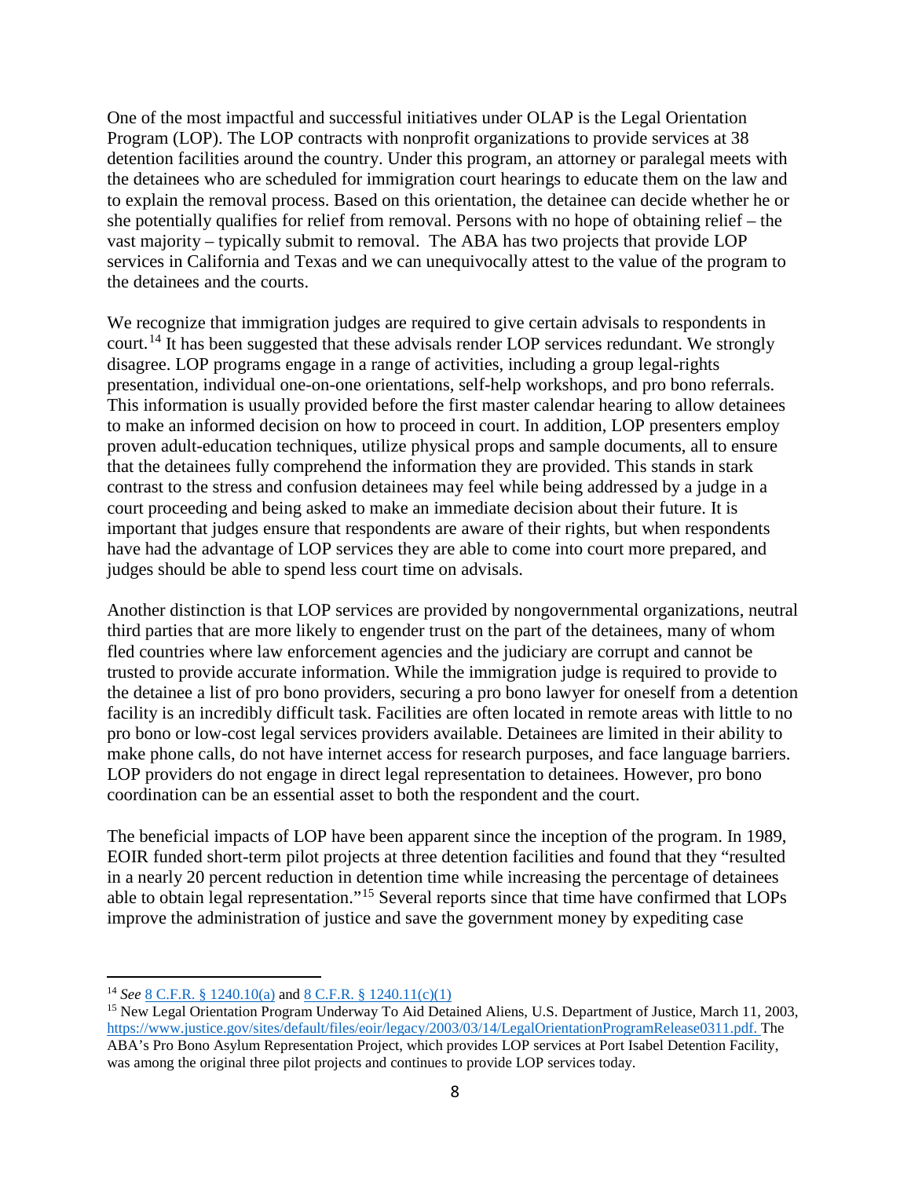One of the most impactful and successful initiatives under OLAP is the Legal Orientation Program (LOP). The LOP contracts with nonprofit organizations to provide services at 38 detention facilities around the country. Under this program, an attorney or paralegal meets with the detainees who are scheduled for immigration court hearings to educate them on the law and to explain the removal process. Based on this orientation, the detainee can decide whether he or she potentially qualifies for relief from removal. Persons with no hope of obtaining relief – the vast majority – typically submit to removal. The ABA has two projects that provide LOP services in California and Texas and we can unequivocally attest to the value of the program to the detainees and the courts.

We recognize that immigration judges are required to give certain advisals to respondents in court.[14] It has been suggested that these advisals render LOP services redundant. We strongly disagree. LOP programs engage in a range of activities, including a group legal-rights presentation, individual one-on-one orientations, self-help workshops, and pro bono referrals. This information is usually provided before the first master calendar hearing to allow detainees to make an informed decision on how to proceed in court. In addition, LOP presenters employ proven adult-education techniques, utilize physical props and sample documents, all to ensure that the detainees fully comprehend the information they are provided. This stands in stark contrast to the stress and confusion detainees may feel while being addressed by a judge in a court proceeding and being asked to make an immediate decision about their future. It is important that judges ensure that respondents are aware of their rights, but when respondents have had the advantage of LOP services they are able to come into court more prepared, and judges should be able to spend less court time on advisals.

Another distinction is that LOP services are provided by nongovernmental organizations, neutral third parties that are more likely to engender trust on the part of the detainees, many of whom fled countries where law enforcement agencies and the judiciary are corrupt and cannot be trusted to provide accurate information. While the immigration judge is required to provide to the detainee a list of pro bono providers, securing a pro bono lawyer for oneself from a detention facility is an incredibly difficult task. Facilities are often located in remote areas with little to no pro bono or low-cost legal services providers available. Detainees are limited in their ability to make phone calls, do not have internet access for research purposes, and face language barriers. LOP providers do not engage in direct legal representation to detainees. However, pro bono coordination can be an essential asset to both the respondent and the court.

The beneficial impacts of LOP have been apparent since the inception of the program. In 1989, EOIR funded short-term pilot projects at three detention facilities and found that they "resulted in a nearly 20 percent reduction in detention time while increasing the percentage of detainees able to obtain legal representation."[15] Several reports since that time have confirmed that LOPs improve the administration of justice and save the government money by expediting case

---

[14] *See* 8 C.F.R. § 1240.10(a) and 8 C.F.R. § 1240.11(c)(1)

[15] New Legal Orientation Program Underway To Aid Detained Aliens, U.S. Department of Justice, March 11, 2003, https://www.justice.gov/sites/default/files/eoir/legacy/2003/03/14/LegalOrientationProgramRelease0311.pdf. The ABA's Pro Bono Asylum Representation Project, which provides LOP services at Port Isabel Detention Facility, was among the original three pilot projects and continues to provide LOP services today.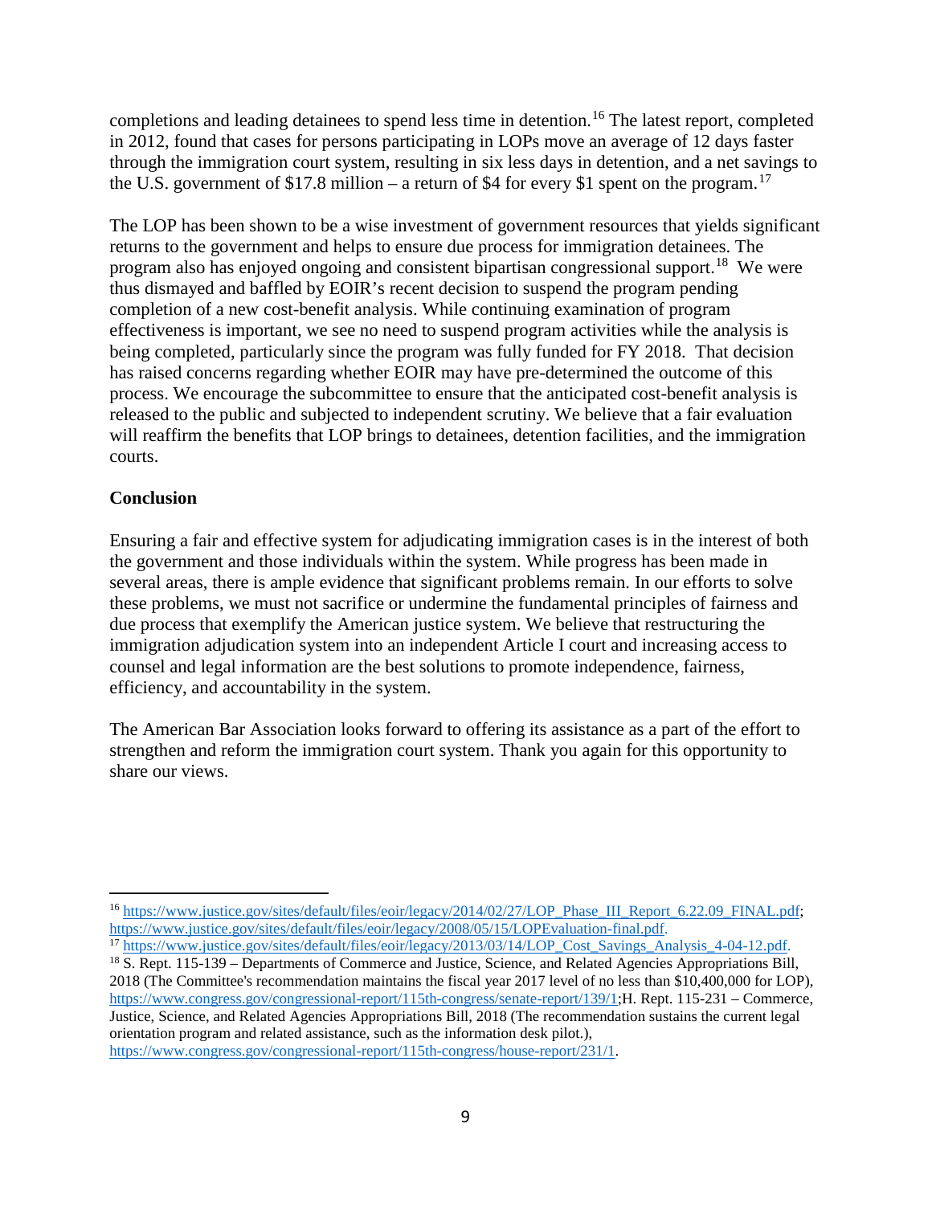completions and leading detainees to spend less time in detention.[16] The latest report, completed in 2012, found that cases for persons participating in LOPs move an average of 12 days faster through the immigration court system, resulting in six less days in detention, and a net savings to the U.S. government of $17.8 million – a return of $4 for every $1 spent on the program.[17]

The LOP has been shown to be a wise investment of government resources that yields significant returns to the government and helps to ensure due process for immigration detainees. The program also has enjoyed ongoing and consistent bipartisan congressional support.[18] We were thus dismayed and baffled by EOIR's recent decision to suspend the program pending completion of a new cost-benefit analysis. While continuing examination of program effectiveness is important, we see no need to suspend program activities while the analysis is being completed, particularly since the program was fully funded for FY 2018. That decision has raised concerns regarding whether EOIR may have pre-determined the outcome of this process. We encourage the subcommittee to ensure that the anticipated cost-benefit analysis is released to the public and subjected to independent scrutiny. We believe that a fair evaluation will reaffirm the benefits that LOP brings to detainees, detention facilities, and the immigration courts.

**Conclusion**

Ensuring a fair and effective system for adjudicating immigration cases is in the interest of both the government and those individuals within the system. While progress has been made in several areas, there is ample evidence that significant problems remain. In our efforts to solve these problems, we must not sacrifice or undermine the fundamental principles of fairness and due process that exemplify the American justice system. We believe that restructuring the immigration adjudication system into an independent Article I court and increasing access to counsel and legal information are the best solutions to promote independence, fairness, efficiency, and accountability in the system.

The American Bar Association looks forward to offering its assistance as a part of the effort to strengthen and reform the immigration court system. Thank you again for this opportunity to share our views.

---

[16] https://www.justice.gov/sites/default/files/eoir/legacy/2014/02/27/LOP_Phase_III_Report_6.22.09_FINAL.pdf; https://www.justice.gov/sites/default/files/eoir/legacy/2008/05/15/LOPEvaluation-final.pdf.

[17] https://www.justice.gov/sites/default/files/eoir/legacy/2013/03/14/LOP_Cost_Savings_Analysis_4-04-12.pdf.

[18] S. Rept. 115-139 – Departments of Commerce and Justice, Science, and Related Agencies Appropriations Bill, 2018 (The Committee's recommendation maintains the fiscal year 2017 level of no less than $10,400,000 for LOP), https://www.congress.gov/congressional-report/115th-congress/senate-report/139/1;H. Rept. 115-231 – Commerce, Justice, Science, and Related Agencies Appropriations Bill, 2018 (The recommendation sustains the current legal orientation program and related assistance, such as the information desk pilot.), https://www.congress.gov/congressional-report/115th-congress/house-report/231/1.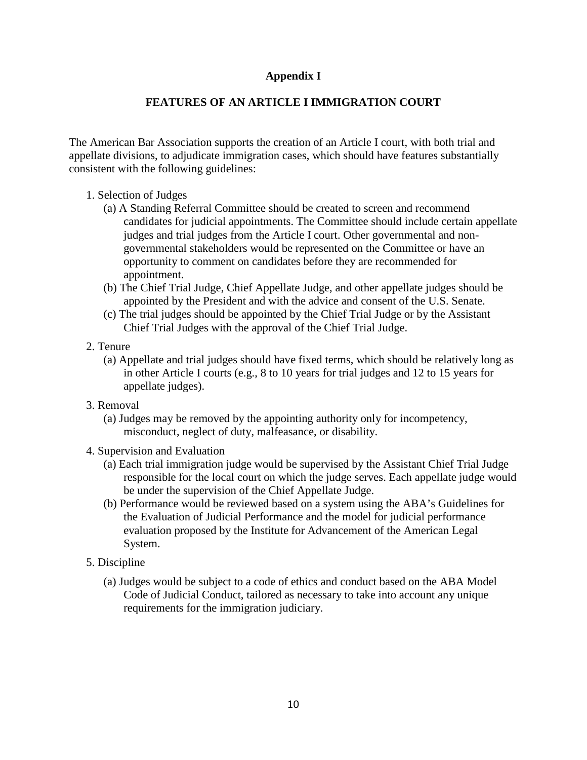## Appendix I

## FEATURES OF AN ARTICLE I IMMIGRATION COURT

The American Bar Association supports the creation of an Article I court, with both trial and appellate divisions, to adjudicate immigration cases, which should have features substantially consistent with the following guidelines:

1. Selection of Judges
   - (a) A Standing Referral Committee should be created to screen and recommend candidates for judicial appointments. The Committee should include certain appellate judges and trial judges from the Article I court. Other governmental and non-governmental stakeholders would be represented on the Committee or have an opportunity to comment on candidates before they are recommended for appointment.
   - (b) The Chief Trial Judge, Chief Appellate Judge, and other appellate judges should be appointed by the President and with the advice and consent of the U.S. Senate.
   - (c) The trial judges should be appointed by the Chief Trial Judge or by the Assistant Chief Trial Judges with the approval of the Chief Trial Judge.
2. Tenure
   - (a) Appellate and trial judges should have fixed terms, which should be relatively long as in other Article I courts (e.g., 8 to 10 years for trial judges and 12 to 15 years for appellate judges).
3. Removal
   - (a) Judges may be removed by the appointing authority only for incompetency, misconduct, neglect of duty, malfeasance, or disability.
4. Supervision and Evaluation
   - (a) Each trial immigration judge would be supervised by the Assistant Chief Trial Judge responsible for the local court on which the judge serves. Each appellate judge would be under the supervision of the Chief Appellate Judge.
   - (b) Performance would be reviewed based on a system using the ABA's Guidelines for the Evaluation of Judicial Performance and the model for judicial performance evaluation proposed by the Institute for Advancement of the American Legal System.
5. Discipline
   - (a) Judges would be subject to a code of ethics and conduct based on the ABA Model Code of Judicial Conduct, tailored as necessary to take into account any unique requirements for the immigration judiciary.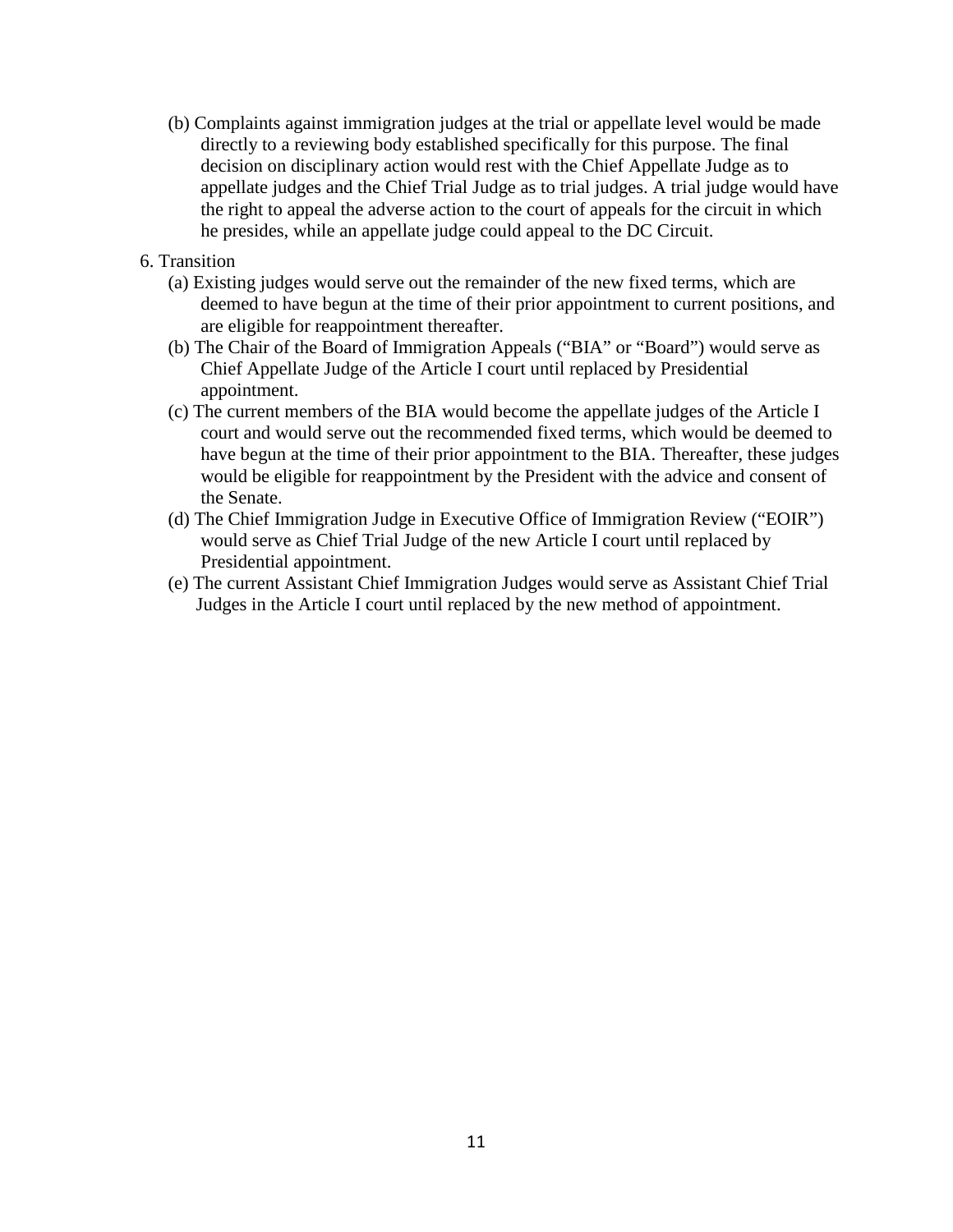(b) Complaints against immigration judges at the trial or appellate level would be made directly to a reviewing body established specifically for this purpose. The final decision on disciplinary action would rest with the Chief Appellate Judge as to appellate judges and the Chief Trial Judge as to trial judges. A trial judge would have the right to appeal the adverse action to the court of appeals for the circuit in which he presides, while an appellate judge could appeal to the DC Circuit.

6. Transition

(a) Existing judges would serve out the remainder of the new fixed terms, which are deemed to have begun at the time of their prior appointment to current positions, and are eligible for reappointment thereafter.

(b) The Chair of the Board of Immigration Appeals ("BIA" or "Board") would serve as Chief Appellate Judge of the Article I court until replaced by Presidential appointment.

(c) The current members of the BIA would become the appellate judges of the Article I court and would serve out the recommended fixed terms, which would be deemed to have begun at the time of their prior appointment to the BIA. Thereafter, these judges would be eligible for reappointment by the President with the advice and consent of the Senate.

(d) The Chief Immigration Judge in Executive Office of Immigration Review ("EOIR") would serve as Chief Trial Judge of the new Article I court until replaced by Presidential appointment.

(e) The current Assistant Chief Immigration Judges would serve as Assistant Chief Trial Judges in the Article I court until replaced by the new method of appointment.